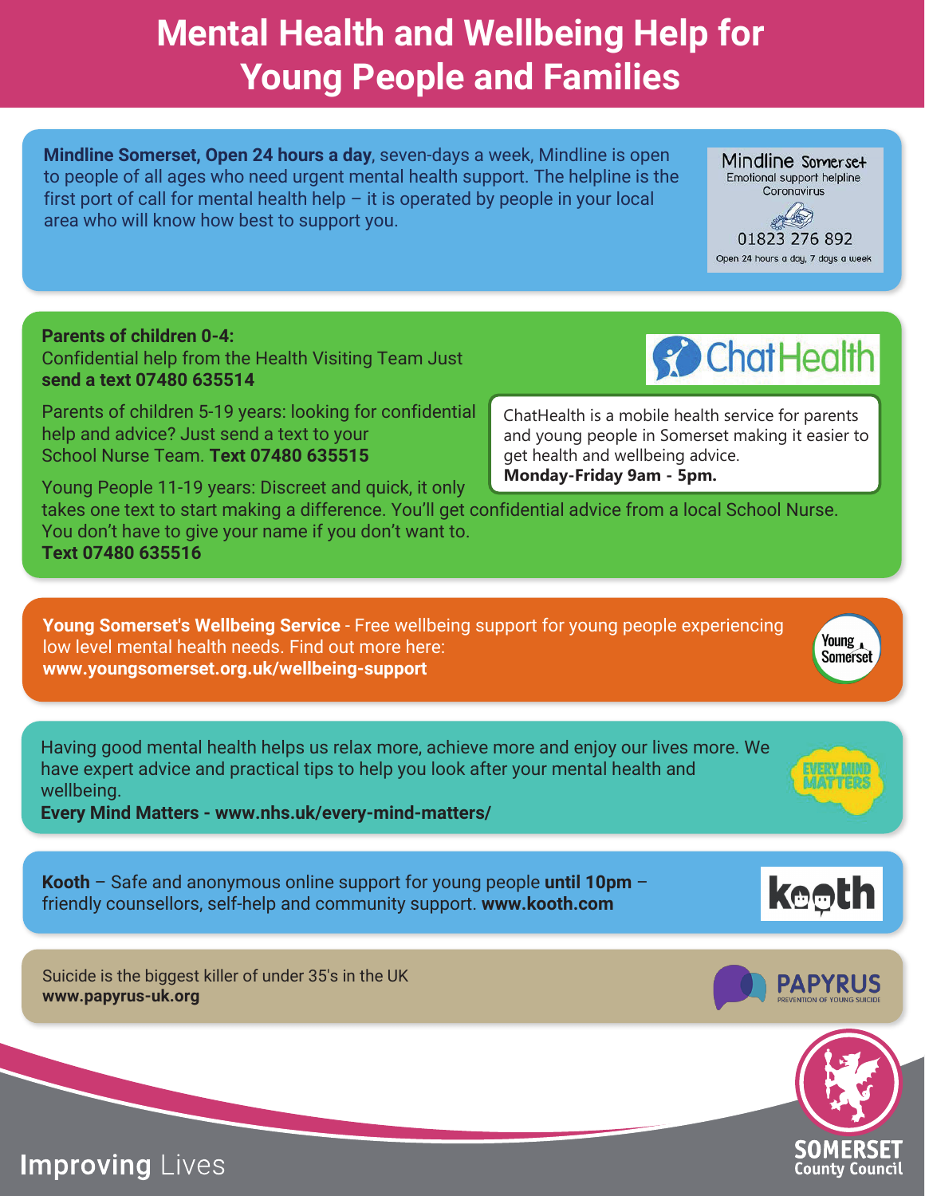# Mental Health and Wellbeing Help for Young People and Families

**Mindline Somerset, Open 24 hours a day**, seven-days a week, Mindline is open to people of all ages who need urgent mental health support. The helpline is the first port of call for mental health help – it is operated by people in your local area who will know how best to support you.

Mindline Somerset
Emotional support helpline
Coronavirus
01823 276 892
Open 24 hours a day, 7 days a week

**Parents of children 0-4:**
Confidential help from the Health Visiting Team Just **send a text 07480 635514**

Parents of children 5-19 years: looking for confidential help and advice? Just send a text to your School Nurse Team. **Text 07480 635515**

Young People 11-19 years: Discreet and quick, it only takes one text to start making a difference. You'll get confidential advice from a local School Nurse. You don't have to give your name if you don't want to.
**Text 07480 635516**

ChatHealth

ChatHealth is a mobile health service for parents and young people in Somerset making it easier to get health and wellbeing advice.
**Monday-Friday 9am - 5pm.**

**Young Somerset's Wellbeing Service** - Free wellbeing support for young people experiencing low level mental health needs. Find out more here:
**www.youngsomerset.org.uk/wellbeing-support**

Having good mental health helps us relax more, achieve more and enjoy our lives more. We have expert advice and practical tips to help you look after your mental health and wellbeing.
**Every Mind Matters - www.nhs.uk/every-mind-matters/**

**Kooth** – Safe and anonymous online support for young people **until 10pm** – friendly counsellors, self-help and community support. **www.kooth.com**

Suicide is the biggest killer of under 35's in the UK
**www.papyrus-uk.org**

PAPYRUS
PREVENTION OF YOUNG SUICIDE

Improving Lives

SOMERSET County Council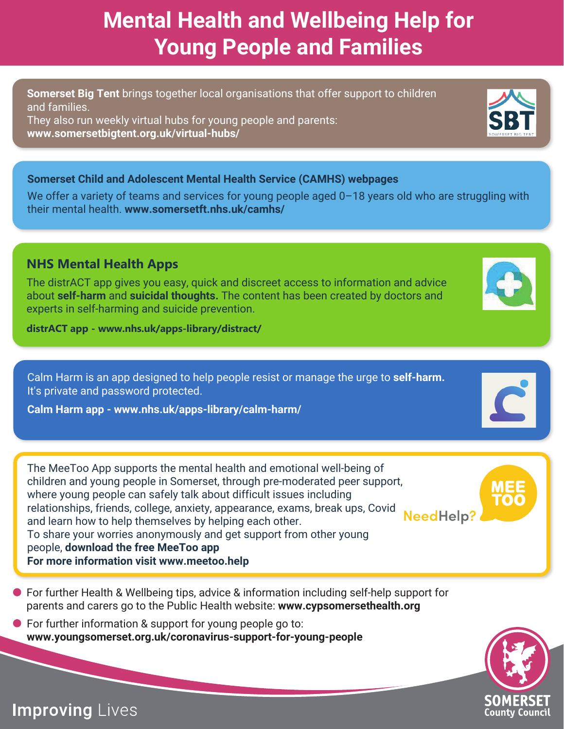# Mental Health and Wellbeing Help for Young People and Families

**Somerset Big Tent** brings together local organisations that offer support to children and families.
They also run weekly virtual hubs for young people and parents:
**www.somersetbigtent.org.uk/virtual-hubs/**

**Somerset Child and Adolescent Mental Health Service (CAMHS) webpages**

We offer a variety of teams and services for young people aged 0–18 years old who are struggling with their mental health. **www.somersetft.nhs.uk/camhs/**

## NHS Mental Health Apps

The distrACT app gives you easy, quick and discreet access to information and advice about **self-harm** and **suicidal thoughts.** The content has been created by doctors and experts in self-harming and suicide prevention.

**distrACT app - www.nhs.uk/apps-library/distract/**

Calm Harm is an app designed to help people resist or manage the urge to **self-harm.** It's private and password protected.

**Calm Harm app - www.nhs.uk/apps-library/calm-harm/**

The MeeToo App supports the mental health and emotional well-being of children and young people in Somerset, through pre-moderated peer support, where young people can safely talk about difficult issues including relationships, friends, college, anxiety, appearance, exams, break ups, Covid and learn how to help themselves by helping each other.
To share your worries anonymously and get support from other young people, **download the free MeeToo app**
**For more information visit www.meetoo.help**

MEE TOO
NeedHelp?

- For further Health & Wellbeing tips, advice & information including self-help support for parents and carers go to the Public Health website: **www.cypsomersethealth.org**
- For further information & support for young people go to: **www.youngsomerset.org.uk/coronavirus-support-for-young-people**

**Improving** Lives

SOMERSET County Council